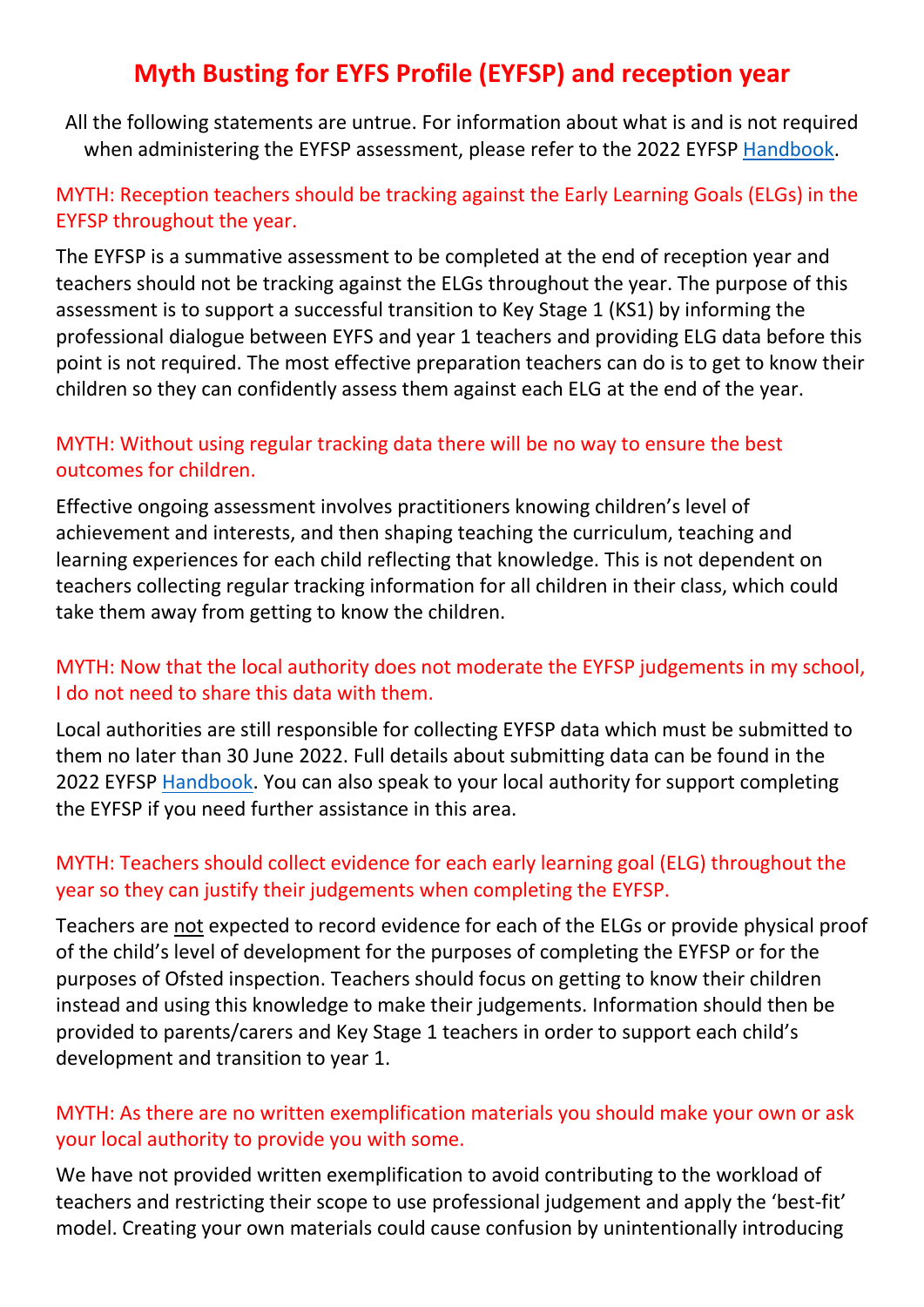# Myth Busting for EYFS Profile (EYFSP) and reception year

All the following statements are untrue. For information about what is and is not required when administering the EYFSP assessment, please refer to the 2022 EYFSP Handbook.

### MYTH: Reception teachers should be tracking against the Early Learning Goals (ELGs) in the EYFSP throughout the year.

The EYFSP is a summative assessment to be completed at the end of reception year and teachers should not be tracking against the ELGs throughout the year. The purpose of this assessment is to support a successful transition to Key Stage 1 (KS1) by informing the professional dialogue between EYFS and year 1 teachers and providing ELG data before this point is not required. The most effective preparation teachers can do is to get to know their children so they can confidently assess them against each ELG at the end of the year.

### MYTH: Without using regular tracking data there will be no way to ensure the best outcomes for children.

Effective ongoing assessment involves practitioners knowing children's level of achievement and interests, and then shaping teaching the curriculum, teaching and learning experiences for each child reflecting that knowledge. This is not dependent on teachers collecting regular tracking information for all children in their class, which could take them away from getting to know the children.

### MYTH: Now that the local authority does not moderate the EYFSP judgements in my school, I do not need to share this data with them.

Local authorities are still responsible for collecting EYFSP data which must be submitted to them no later than 30 June 2022. Full details about submitting data can be found in the 2022 EYFSP Handbook. You can also speak to your local authority for support completing the EYFSP if you need further assistance in this area.

### MYTH: Teachers should collect evidence for each early learning goal (ELG) throughout the year so they can justify their judgements when completing the EYFSP.

Teachers are not expected to record evidence for each of the ELGs or provide physical proof of the child's level of development for the purposes of completing the EYFSP or for the purposes of Ofsted inspection. Teachers should focus on getting to know their children instead and using this knowledge to make their judgements. Information should then be provided to parents/carers and Key Stage 1 teachers in order to support each child's development and transition to year 1.

### MYTH: As there are no written exemplification materials you should make your own or ask your local authority to provide you with some.

We have not provided written exemplification to avoid contributing to the workload of teachers and restricting their scope to use professional judgement and apply the 'best-fit' model. Creating your own materials could cause confusion by unintentionally introducing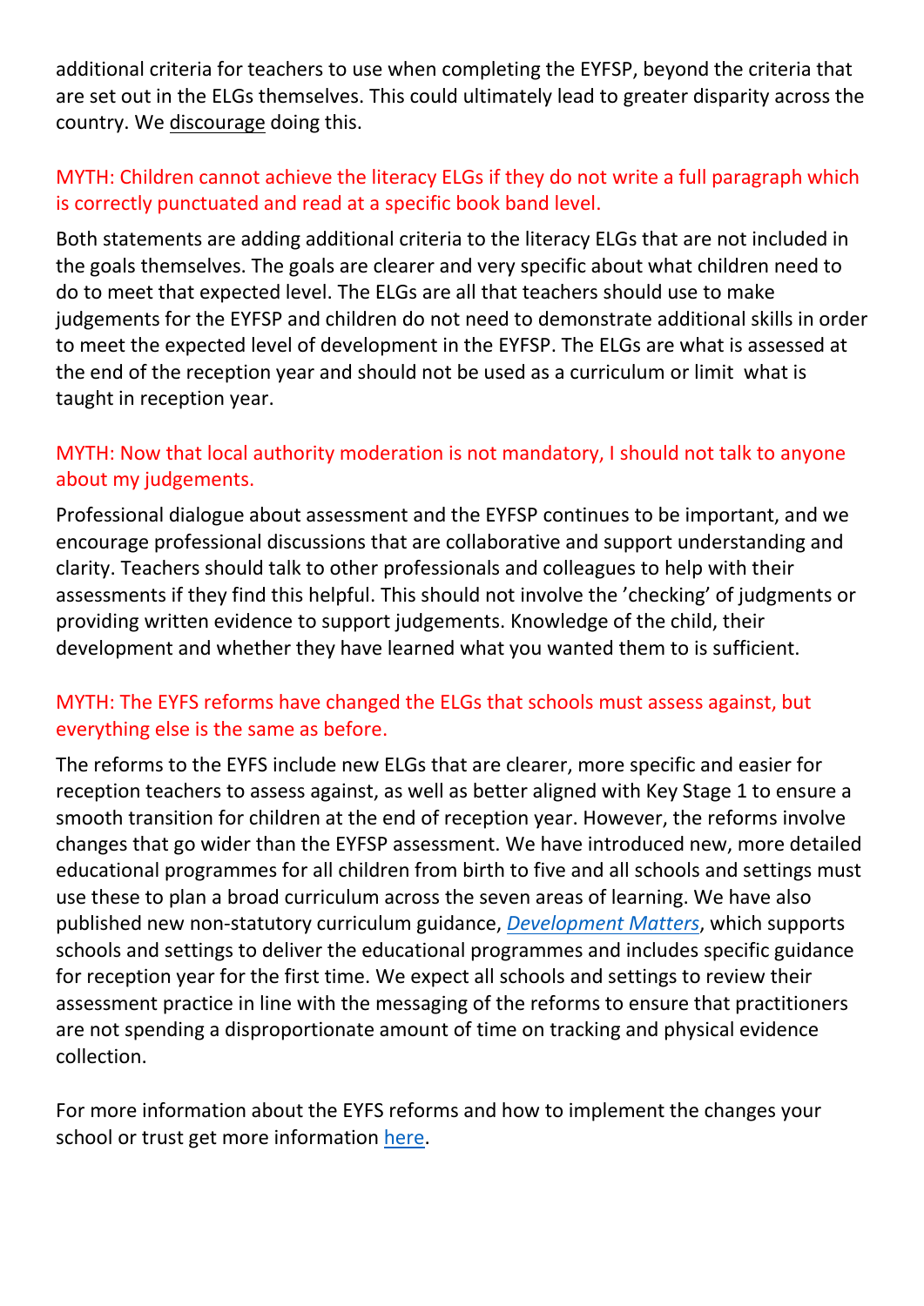additional criteria for teachers to use when completing the EYFSP, beyond the criteria that are set out in the ELGs themselves. This could ultimately lead to greater disparity across the country. We discourage doing this.

### MYTH: Children cannot achieve the literacy ELGs if they do not write a full paragraph which is correctly punctuated and read at a specific book band level.

Both statements are adding additional criteria to the literacy ELGs that are not included in the goals themselves. The goals are clearer and very specific about what children need to do to meet that expected level. The ELGs are all that teachers should use to make judgements for the EYFSP and children do not need to demonstrate additional skills in order to meet the expected level of development in the EYFSP. The ELGs are what is assessed at the end of the reception year and should not be used as a curriculum or limit what is taught in reception year.

### MYTH: Now that local authority moderation is not mandatory, I should not talk to anyone about my judgements.

Professional dialogue about assessment and the EYFSP continues to be important, and we encourage professional discussions that are collaborative and support understanding and clarity. Teachers should talk to other professionals and colleagues to help with their assessments if they find this helpful. This should not involve the 'checking' of judgments or providing written evidence to support judgements. Knowledge of the child, their development and whether they have learned what you wanted them to is sufficient.

### MYTH: The EYFS reforms have changed the ELGs that schools must assess against, but everything else is the same as before.

The reforms to the EYFS include new ELGs that are clearer, more specific and easier for reception teachers to assess against, as well as better aligned with Key Stage 1 to ensure a smooth transition for children at the end of reception year. However, the reforms involve changes that go wider than the EYFSP assessment. We have introduced new, more detailed educational programmes for all children from birth to five and all schools and settings must use these to plan a broad curriculum across the seven areas of learning. We have also published new non-statutory curriculum guidance, *Development Matters*, which supports schools and settings to deliver the educational programmes and includes specific guidance for reception year for the first time. We expect all schools and settings to review their assessment practice in line with the messaging of the reforms to ensure that practitioners are not spending a disproportionate amount of time on tracking and physical evidence collection.

For more information about the EYFS reforms and how to implement the changes your school or trust get more information here.